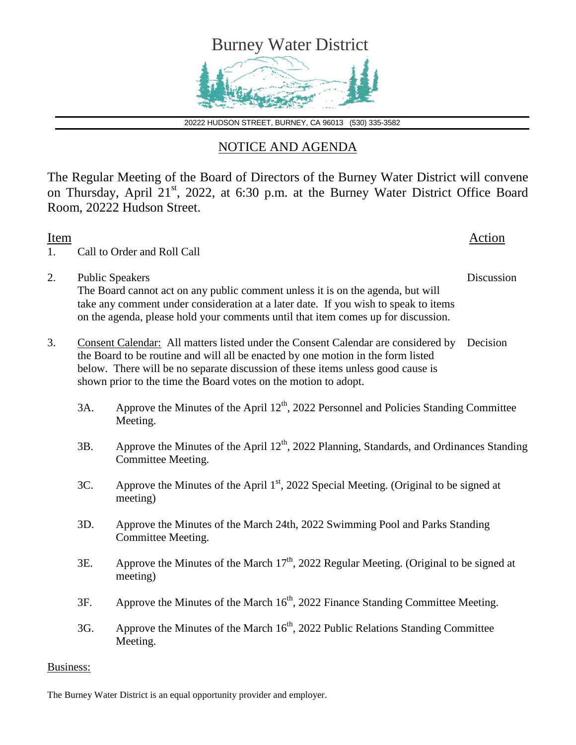# Burney Water District

20222 HUDSON STREET, BURNEY, CA 96013 (530) 335-3582

## NOTICE AND AGENDA

The Regular Meeting of the Board of Directors of the Burney Water District will convene on Thursday, April 21st, 2022, at 6:30 p.m. at the Burney Water District Office Board Room, 20222 Hudson Street.

| Item | | Action |
|---|---|---|
| 1. | Call to Order and Roll Call | |
| 2. | Public Speakers<br>The Board cannot act on any public comment unless it is on the agenda, but will take any comment under consideration at a later date. If you wish to speak to items on the agenda, please hold your comments until that item comes up for discussion. | Discussion |
| 3. | Consent Calendar: All matters listed under the Consent Calendar are considered by the Board to be routine and will all be enacted by one motion in the form listed below. There will be no separate discussion of these items unless good cause is shown prior to the time the Board votes on the motion to adopt. | Decision |

- 3A. Approve the Minutes of the April 12th, 2022 Personnel and Policies Standing Committee Meeting.
- 3B. Approve the Minutes of the April 12th, 2022 Planning, Standards, and Ordinances Standing Committee Meeting.
- 3C. Approve the Minutes of the April 1st, 2022 Special Meeting. (Original to be signed at meeting)
- 3D. Approve the Minutes of the March 24th, 2022 Swimming Pool and Parks Standing Committee Meeting.
- 3E. Approve the Minutes of the March 17th, 2022 Regular Meeting. (Original to be signed at meeting)
- 3F. Approve the Minutes of the March 16th, 2022 Finance Standing Committee Meeting.
- 3G. Approve the Minutes of the March 16th, 2022 Public Relations Standing Committee Meeting.

Business:

The Burney Water District is an equal opportunity provider and employer.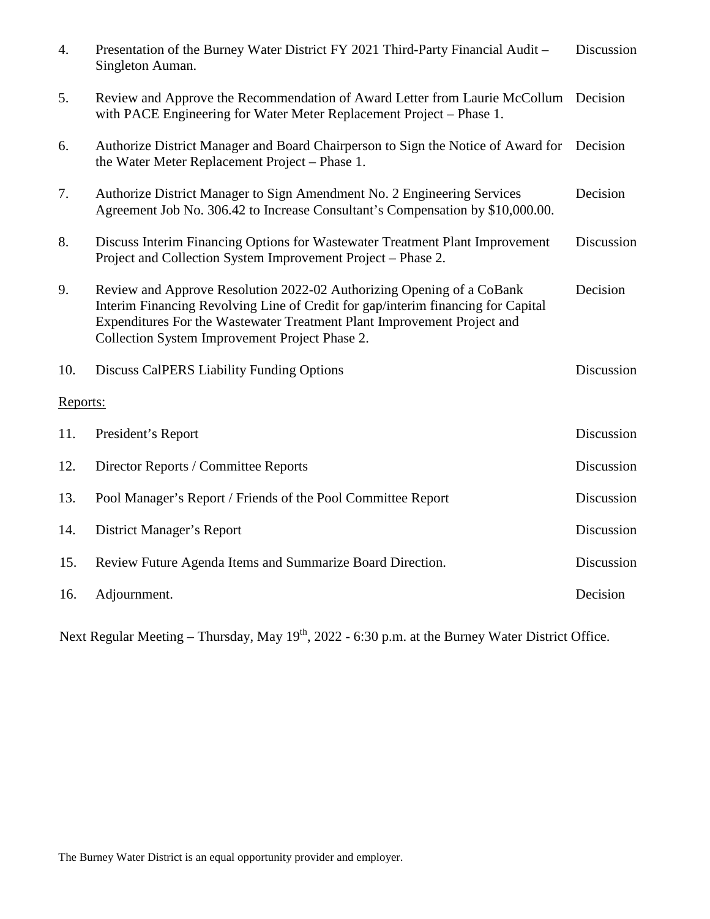| | | |
|---|---|---|
| 4. | Presentation of the Burney Water District FY 2021 Third-Party Financial Audit – Singleton Auman. | Discussion |
| 5. | Review and Approve the Recommendation of Award Letter from Laurie McCollum with PACE Engineering for Water Meter Replacement Project – Phase 1. | Decision |
| 6. | Authorize District Manager and Board Chairperson to Sign the Notice of Award for the Water Meter Replacement Project – Phase 1. | Decision |
| 7. | Authorize District Manager to Sign Amendment No. 2 Engineering Services Agreement Job No. 306.42 to Increase Consultant's Compensation by $10,000.00. | Decision |
| 8. | Discuss Interim Financing Options for Wastewater Treatment Plant Improvement Project and Collection System Improvement Project – Phase 2. | Discussion |
| 9. | Review and Approve Resolution 2022-02 Authorizing Opening of a CoBank Interim Financing Revolving Line of Credit for gap/interim financing for Capital Expenditures For the Wastewater Treatment Plant Improvement Project and Collection System Improvement Project Phase 2. | Decision |
| 10. | Discuss CalPERS Liability Funding Options | Discussion |

Reports:

| | | |
|---|---|---|
| 11. | President's Report | Discussion |
| 12. | Director Reports / Committee Reports | Discussion |
| 13. | Pool Manager's Report / Friends of the Pool Committee Report | Discussion |
| 14. | District Manager's Report | Discussion |
| 15. | Review Future Agenda Items and Summarize Board Direction. | Discussion |
| 16. | Adjournment. | Decision |

Next Regular Meeting – Thursday, May 19th, 2022 - 6:30 p.m. at the Burney Water District Office.

The Burney Water District is an equal opportunity provider and employer.